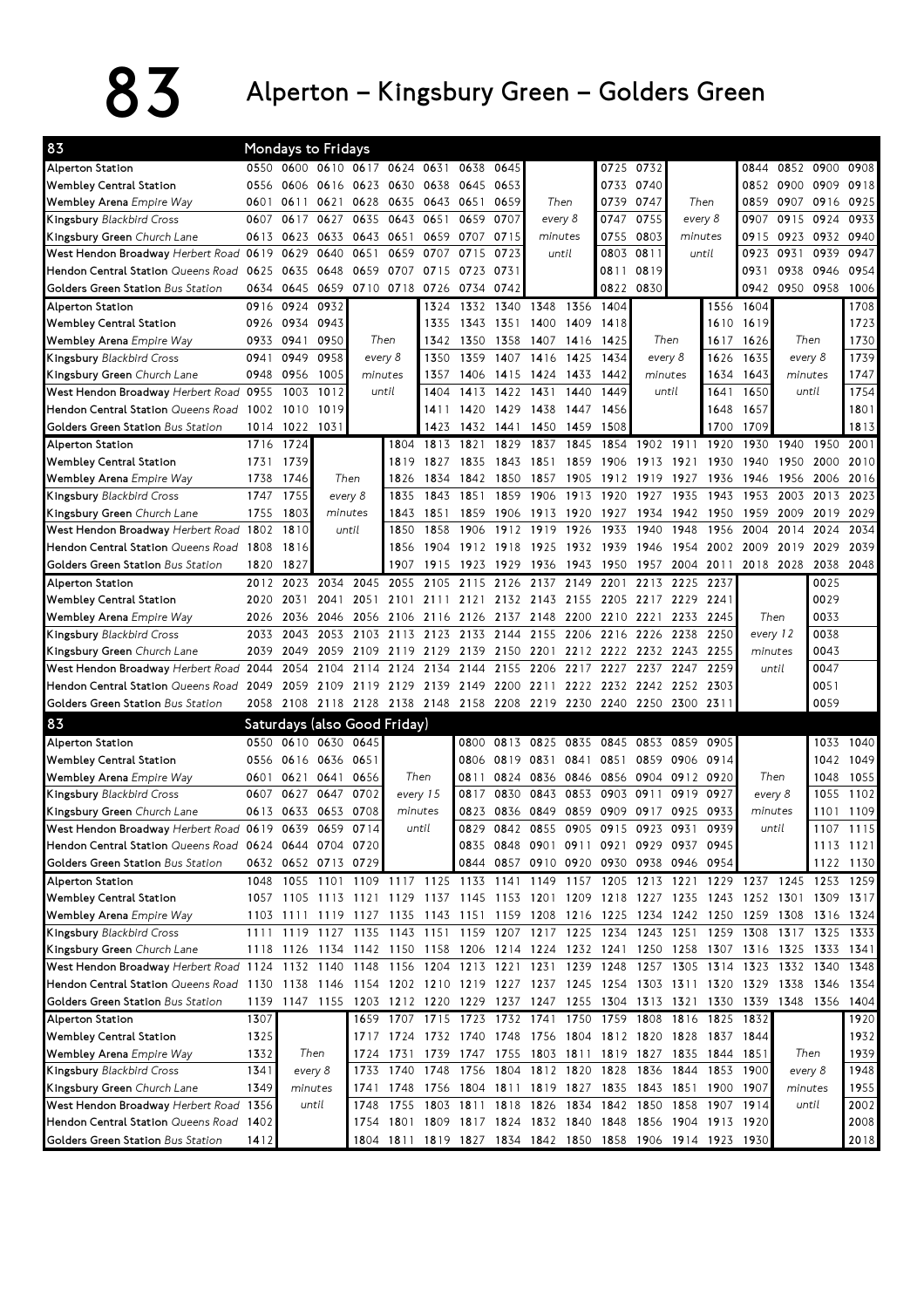# 83 Alperton – Kingsbury Green – Golders Green

## 83 Mondays to Fridays

| Stop | | | | | | | | | | | | | | | | | |
|---|---|---|---|---|---|---|---|---|---|---|---|---|---|---|---|---|---|
| Alperton Station | 0550 | 0600 | 0610 | 0617 | 0624 | 0631 | 0638 | 0645 | | | 0725 | 0732 | | | 0844 | 0852 | 0900 | 0908 |
| Wembley Central Station | 0556 | 0606 | 0616 | 0623 | 0630 | 0638 | 0645 | 0653 | | | 0733 | 0740 | | | 0852 | 0900 | 0909 | 0918 |
| Wembley Arena *Empire Way* | 0601 | 0611 | 0621 | 0628 | 0635 | 0643 | 0651 | 0659 | *Then* | | 0739 | 0747 | *Then* | | 0859 | 0907 | 0916 | 0925 |
| Kingsbury *Blackbird Cross* | 0607 | 0617 | 0627 | 0635 | 0643 | 0651 | 0659 | 0707 | *every 8* | | 0747 | 0755 | *every 8* | | 0907 | 0915 | 0924 | 0933 |
| Kingsbury Green *Church Lane* | 0613 | 0623 | 0633 | 0643 | 0651 | 0659 | 0707 | 0715 | *minutes* | | 0755 | 0803 | *minutes* | | 0915 | 0923 | 0932 | 0940 |
| West Hendon Broadway *Herbert Road* | 0619 | 0629 | 0640 | 0651 | 0659 | 0707 | 0715 | 0723 | *until* | | 0803 | 0811 | *until* | | 0923 | 0931 | 0939 | 0947 |
| Hendon Central Station *Queens Road* | 0625 | 0635 | 0648 | 0659 | 0707 | 0715 | 0723 | 0731 | | | 0811 | 0819 | | | 0931 | 0938 | 0946 | 0954 |
| Golders Green Station *Bus Station* | 0634 | 0645 | 0659 | 0710 | 0718 | 0726 | 0734 | 0742 | | | 0822 | 0830 | | | 0942 | 0950 | 0958 | 1006 |

| Stop | | | | | | | | | | | | | | | | | |
|---|---|---|---|---|---|---|---|---|---|---|---|---|---|---|---|---|---|
| Alperton Station | 0916 | 0924 | 0932 | | | 1324 | 1332 | 1340 | 1348 | 1356 | 1404 | | | 1556 | 1604 | | | 1708 |
| Wembley Central Station | 0926 | 0934 | 0943 | | | 1335 | 1343 | 1351 | 1400 | 1409 | 1418 | | | 1610 | 1619 | | | 1723 |
| Wembley Arena *Empire Way* | 0933 | 0941 | 0950 | *Then* | | 1342 | 1350 | 1358 | 1407 | 1416 | 1425 | *Then* | | 1617 | 1626 | *Then* | | 1730 |
| Kingsbury *Blackbird Cross* | 0941 | 0949 | 0958 | *every 8* | | 1350 | 1359 | 1407 | 1416 | 1425 | 1434 | *every 8* | | 1626 | 1635 | *every 8* | | 1739 |
| Kingsbury Green *Church Lane* | 0948 | 0956 | 1005 | *minutes* | | 1357 | 1406 | 1415 | 1424 | 1433 | 1442 | *minutes* | | 1634 | 1643 | *minutes* | | 1747 |
| West Hendon Broadway *Herbert Road* | 0955 | 1003 | 1012 | *until* | | 1404 | 1413 | 1422 | 1431 | 1440 | 1449 | *until* | | 1641 | 1650 | *until* | | 1754 |
| Hendon Central Station *Queens Road* | 1002 | 1010 | 1019 | | | 1411 | 1420 | 1429 | 1438 | 1447 | 1456 | | | 1648 | 1657 | | | 1801 |
| Golders Green Station *Bus Station* | 1014 | 1022 | 1031 | | | 1423 | 1432 | 1441 | 1450 | 1459 | 1508 | | | 1700 | 1709 | | | 1813 |

| Stop | | | | | | | | | | | | | | | | | |
|---|---|---|---|---|---|---|---|---|---|---|---|---|---|---|---|---|---|
| Alperton Station | 1716 | 1724 | | | 1804 | 1813 | 1821 | 1829 | 1837 | 1845 | 1854 | 1902 | 1911 | 1920 | 1930 | 1940 | 1950 | 2001 |
| Wembley Central Station | 1731 | 1739 | | | 1819 | 1827 | 1835 | 1843 | 1851 | 1859 | 1906 | 1913 | 1921 | 1930 | 1940 | 1950 | 2000 | 2010 |
| Wembley Arena *Empire Way* | 1738 | 1746 | *Then* | | 1826 | 1834 | 1842 | 1850 | 1857 | 1905 | 1912 | 1919 | 1927 | 1936 | 1946 | 1956 | 2006 | 2016 |
| Kingsbury *Blackbird Cross* | 1747 | 1755 | *every 8* | | 1835 | 1843 | 1851 | 1859 | 1906 | 1913 | 1920 | 1927 | 1935 | 1943 | 1953 | 2003 | 2013 | 2023 |
| Kingsbury Green *Church Lane* | 1755 | 1803 | *minutes* | | 1843 | 1851 | 1859 | 1906 | 1913 | 1920 | 1927 | 1934 | 1942 | 1950 | 1959 | 2009 | 2019 | 2029 |
| West Hendon Broadway *Herbert Road* | 1802 | 1810 | *until* | | 1850 | 1858 | 1906 | 1912 | 1919 | 1926 | 1933 | 1940 | 1948 | 1956 | 2004 | 2014 | 2024 | 2034 |
| Hendon Central Station *Queens Road* | 1808 | 1816 | | | 1856 | 1904 | 1912 | 1918 | 1925 | 1932 | 1939 | 1946 | 1954 | 2002 | 2009 | 2019 | 2029 | 2039 |
| Golders Green Station *Bus Station* | 1820 | 1827 | | | 1907 | 1915 | 1923 | 1929 | 1936 | 1943 | 1950 | 1957 | 2004 | 2011 | 2018 | 2028 | 2038 | 2048 |

| Stop | | | | | | | | | | | | | | | | | |
|---|---|---|---|---|---|---|---|---|---|---|---|---|---|---|---|---|---|
| Alperton Station | 2012 | 2023 | 2034 | 2045 | 2055 | 2105 | 2115 | 2126 | 2137 | 2149 | 2201 | 2213 | 2225 | 2237 | | | 0025 | |
| Wembley Central Station | 2020 | 2031 | 2041 | 2051 | 2101 | 2111 | 2121 | 2132 | 2143 | 2155 | 2205 | 2217 | 2229 | 2241 | | | 0029 | |
| Wembley Arena *Empire Way* | 2026 | 2036 | 2046 | 2056 | 2106 | 2116 | 2126 | 2137 | 2148 | 2200 | 2210 | 2221 | 2233 | 2245 | *Then* | | 0033 | |
| Kingsbury *Blackbird Cross* | 2033 | 2043 | 2053 | 2103 | 2113 | 2123 | 2133 | 2144 | 2155 | 2206 | 2216 | 2226 | 2238 | 2250 | *every 12* | | 0038 | |
| Kingsbury Green *Church Lane* | 2039 | 2049 | 2059 | 2109 | 2119 | 2129 | 2139 | 2150 | 2201 | 2212 | 2222 | 2232 | 2243 | 2255 | *minutes* | | 0043 | |
| West Hendon Broadway *Herbert Road* | 2044 | 2054 | 2104 | 2114 | 2124 | 2134 | 2144 | 2155 | 2206 | 2217 | 2227 | 2237 | 2247 | 2259 | *until* | | 0047 | |
| Hendon Central Station *Queens Road* | 2049 | 2059 | 2109 | 2119 | 2129 | 2139 | 2149 | 2200 | 2211 | 2222 | 2232 | 2242 | 2252 | 2303 | | | 0051 | |
| Golders Green Station *Bus Station* | 2058 | 2108 | 2118 | 2128 | 2138 | 2148 | 2158 | 2208 | 2219 | 2230 | 2240 | 2250 | 2300 | 2311 | | | 0059 | |

## 83 Saturdays (also Good Friday)

| Stop | | | | | | | | | | | | | | | | | |
|---|---|---|---|---|---|---|---|---|---|---|---|---|---|---|---|---|---|
| Alperton Station | 0550 | 0610 | 0630 | 0645 | | | 0800 | 0813 | 0825 | 0835 | 0845 | 0853 | 0859 | 0905 | | | 1033 | 1040 |
| Wembley Central Station | 0556 | 0616 | 0636 | 0651 | | | 0806 | 0819 | 0831 | 0841 | 0851 | 0859 | 0906 | 0914 | | | 1042 | 1049 |
| Wembley Arena *Empire Way* | 0601 | 0621 | 0641 | 0656 | *Then* | | 0811 | 0824 | 0836 | 0846 | 0856 | 0904 | 0912 | 0920 | *Then* | | 1048 | 1055 |
| Kingsbury *Blackbird Cross* | 0607 | 0627 | 0647 | 0702 | *every 15* | | 0817 | 0830 | 0843 | 0853 | 0903 | 0911 | 0919 | 0927 | *every 8* | | 1055 | 1102 |
| Kingsbury Green *Church Lane* | 0613 | 0633 | 0653 | 0708 | *minutes* | | 0823 | 0836 | 0849 | 0859 | 0909 | 0917 | 0925 | 0933 | *minutes* | | 1101 | 1109 |
| West Hendon Broadway *Herbert Road* | 0619 | 0639 | 0659 | 0714 | *until* | | 0829 | 0842 | 0855 | 0905 | 0915 | 0923 | 0931 | 0939 | *until* | | 1107 | 1115 |
| Hendon Central Station *Queens Road* | 0624 | 0644 | 0704 | 0720 | | | 0835 | 0848 | 0901 | 0911 | 0921 | 0929 | 0937 | 0945 | | | 1113 | 1121 |
| Golders Green Station *Bus Station* | 0632 | 0652 | 0713 | 0729 | | | 0844 | 0857 | 0910 | 0920 | 0930 | 0938 | 0946 | 0954 | | | 1122 | 1130 |

| Stop | | | | | | | | | | | | | | | | | |
|---|---|---|---|---|---|---|---|---|---|---|---|---|---|---|---|---|---|
| Alperton Station | 1048 | 1055 | 1101 | 1109 | 1117 | 1125 | 1133 | 1141 | 1149 | 1157 | 1205 | 1213 | 1221 | 1229 | 1237 | 1245 | 1253 | 1259 |
| Wembley Central Station | 1057 | 1105 | 1113 | 1121 | 1129 | 1137 | 1145 | 1153 | 1201 | 1209 | 1218 | 1227 | 1235 | 1243 | 1252 | 1301 | 1309 | 1317 |
| Wembley Arena *Empire Way* | 1103 | 1111 | 1119 | 1127 | 1135 | 1143 | 1151 | 1159 | 1208 | 1216 | 1225 | 1234 | 1242 | 1250 | 1259 | 1308 | 1316 | 1324 |
| Kingsbury *Blackbird Cross* | 1111 | 1119 | 1127 | 1135 | 1143 | 1151 | 1159 | 1207 | 1217 | 1225 | 1234 | 1243 | 1251 | 1259 | 1308 | 1317 | 1325 | 1333 |
| Kingsbury Green *Church Lane* | 1118 | 1126 | 1134 | 1142 | 1150 | 1158 | 1206 | 1214 | 1224 | 1232 | 1241 | 1250 | 1258 | 1307 | 1316 | 1325 | 1333 | 1341 |
| West Hendon Broadway *Herbert Road* | 1124 | 1132 | 1140 | 1148 | 1156 | 1204 | 1213 | 1221 | 1231 | 1239 | 1248 | 1257 | 1305 | 1314 | 1323 | 1332 | 1340 | 1348 |
| Hendon Central Station *Queens Road* | 1130 | 1138 | 1146 | 1154 | 1202 | 1210 | 1219 | 1227 | 1237 | 1245 | 1254 | 1303 | 1311 | 1320 | 1329 | 1338 | 1346 | 1354 |
| Golders Green Station *Bus Station* | 1139 | 1147 | 1155 | 1203 | 1212 | 1220 | 1229 | 1237 | 1247 | 1255 | 1304 | 1313 | 1321 | 1330 | 1339 | 1348 | 1356 | 1404 |

| Stop | | | | | | | | | | | | | | | | | |
|---|---|---|---|---|---|---|---|---|---|---|---|---|---|---|---|---|---|
| Alperton Station | 1307 | | | 1659 | 1707 | 1715 | 1723 | 1732 | 1741 | 1750 | 1759 | 1808 | 1816 | 1825 | 1832 | | | 1920 |
| Wembley Central Station | 1325 | | | 1717 | 1724 | 1732 | 1740 | 1748 | 1756 | 1804 | 1812 | 1820 | 1828 | 1837 | 1844 | | | 1932 |
| Wembley Arena *Empire Way* | 1332 | *Then* | | 1724 | 1731 | 1739 | 1747 | 1755 | 1803 | 1811 | 1819 | 1827 | 1835 | 1844 | 1851 | *Then* | | 1939 |
| Kingsbury *Blackbird Cross* | 1341 | *every 8* | | 1733 | 1740 | 1748 | 1756 | 1804 | 1812 | 1820 | 1828 | 1836 | 1844 | 1853 | 1900 | *every 8* | | 1948 |
| Kingsbury Green *Church Lane* | 1349 | *minutes* | | 1741 | 1748 | 1756 | 1804 | 1811 | 1819 | 1827 | 1835 | 1843 | 1851 | 1900 | 1907 | *minutes* | | 1955 |
| West Hendon Broadway *Herbert Road* | 1356 | *until* | | 1748 | 1755 | 1803 | 1811 | 1818 | 1826 | 1834 | 1842 | 1850 | 1858 | 1907 | 1914 | *until* | | 2002 |
| Hendon Central Station *Queens Road* | 1402 | | | 1754 | 1801 | 1809 | 1817 | 1824 | 1832 | 1840 | 1848 | 1856 | 1904 | 1913 | 1920 | | | 2008 |
| Golders Green Station *Bus Station* | 1412 | | | 1804 | 1811 | 1819 | 1827 | 1834 | 1842 | 1850 | 1858 | 1906 | 1914 | 1923 | 1930 | | | 2018 |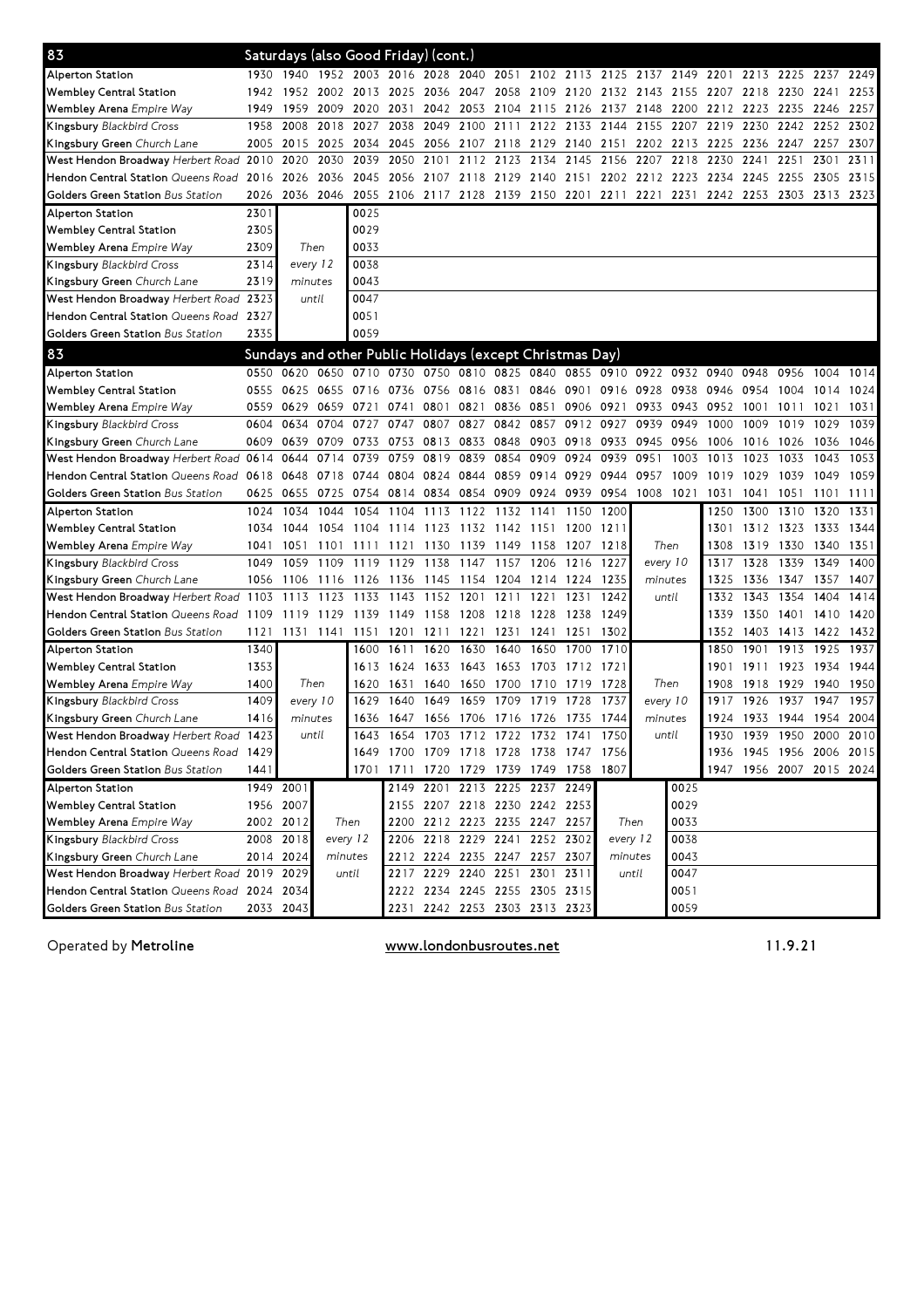## 83 Saturdays (also Good Friday) (cont.)

| Stop | | | | | | | | | | | | | | | | | | |
|---|---|---|---|---|---|---|---|---|---|---|---|---|---|---|---|---|---|---|
| Alperton Station | 1930 | 1940 | 1952 | 2003 | 2016 | 2028 | 2040 | 2051 | 2102 | 2113 | 2125 | 2137 | 2149 | 2201 | 2213 | 2225 | 2237 | 2249 |
| Wembley Central Station | 1942 | 1952 | 2002 | 2013 | 2025 | 2036 | 2047 | 2058 | 2109 | 2120 | 2132 | 2143 | 2155 | 2207 | 2218 | 2230 | 2241 | 2253 |
| Wembley Arena *Empire Way* | 1949 | 1959 | 2009 | 2020 | 2031 | 2042 | 2053 | 2104 | 2115 | 2126 | 2137 | 2148 | 2200 | 2212 | 2223 | 2235 | 2246 | 2257 |
| Kingsbury *Blackbird Cross* | 1958 | 2008 | 2018 | 2027 | 2038 | 2049 | 2100 | 2111 | 2122 | 2133 | 2144 | 2155 | 2207 | 2219 | 2230 | 2242 | 2252 | 2302 |
| Kingsbury Green *Church Lane* | 2005 | 2015 | 2025 | 2034 | 2045 | 2056 | 2107 | 2118 | 2129 | 2140 | 2151 | 2202 | 2213 | 2225 | 2236 | 2247 | 2257 | 2307 |
| West Hendon Broadway *Herbert Road* | 2010 | 2020 | 2030 | 2039 | 2050 | 2101 | 2112 | 2123 | 2134 | 2145 | 2156 | 2207 | 2218 | 2230 | 2241 | 2251 | 2301 | 2311 |
| Hendon Central Station *Queens Road* | 2016 | 2026 | 2036 | 2045 | 2056 | 2107 | 2118 | 2129 | 2140 | 2151 | 2202 | 2212 | 2223 | 2234 | 2245 | 2255 | 2305 | 2315 |
| Golders Green Station *Bus Station* | 2026 | 2036 | 2046 | 2055 | 2106 | 2117 | 2128 | 2139 | 2150 | 2201 | 2211 | 2221 | 2231 | 2242 | 2253 | 2303 | 2313 | 2323 |

| Stop | | | |
|---|---|---|---|
| Alperton Station | 2301 | Then every 12 minutes until | 0025 |
| Wembley Central Station | 2305 | | 0029 |
| Wembley Arena *Empire Way* | 2309 | | 0033 |
| Kingsbury *Blackbird Cross* | 2314 | | 0038 |
| Kingsbury Green *Church Lane* | 2319 | | 0043 |
| West Hendon Broadway *Herbert Road* | 2323 | | 0047 |
| Hendon Central Station *Queens Road* | 2327 | | 0051 |
| Golders Green Station *Bus Station* | 2335 | | 0059 |

## 83 Sundays and other Public Holidays (except Christmas Day)

| Stop | | | | | | | | | | | | | | | | | | |
|---|---|---|---|---|---|---|---|---|---|---|---|---|---|---|---|---|---|---|
| Alperton Station | 0550 | 0620 | 0650 | 0710 | 0730 | 0750 | 0810 | 0825 | 0840 | 0855 | 0910 | 0922 | 0932 | 0940 | 0948 | 0956 | 1004 | 1014 |
| Wembley Central Station | 0555 | 0625 | 0655 | 0716 | 0736 | 0756 | 0816 | 0831 | 0846 | 0901 | 0916 | 0928 | 0938 | 0946 | 0954 | 1004 | 1014 | 1024 |
| Wembley Arena *Empire Way* | 0559 | 0629 | 0659 | 0721 | 0741 | 0801 | 0821 | 0836 | 0851 | 0906 | 0921 | 0933 | 0943 | 0952 | 1001 | 1011 | 1021 | 1031 |
| Kingsbury *Blackbird Cross* | 0604 | 0634 | 0704 | 0727 | 0747 | 0807 | 0827 | 0842 | 0857 | 0912 | 0927 | 0939 | 0949 | 1000 | 1009 | 1019 | 1029 | 1039 |
| Kingsbury Green *Church Lane* | 0609 | 0639 | 0709 | 0733 | 0753 | 0813 | 0833 | 0848 | 0903 | 0918 | 0933 | 0945 | 0956 | 1006 | 1016 | 1026 | 1036 | 1046 |
| West Hendon Broadway *Herbert Road* | 0614 | 0644 | 0714 | 0739 | 0759 | 0819 | 0839 | 0854 | 0909 | 0924 | 0939 | 0951 | 1003 | 1013 | 1023 | 1033 | 1043 | 1053 |
| Hendon Central Station *Queens Road* | 0618 | 0648 | 0718 | 0744 | 0804 | 0824 | 0844 | 0859 | 0914 | 0929 | 0944 | 0957 | 1009 | 1019 | 1029 | 1039 | 1049 | 1059 |
| Golders Green Station *Bus Station* | 0625 | 0655 | 0725 | 0754 | 0814 | 0834 | 0854 | 0909 | 0924 | 0939 | 0954 | 1008 | 1021 | 1031 | 1041 | 1051 | 1101 | 1111 |

| Stop | | | | | | | | | | | | | | | | | |
|---|---|---|---|---|---|---|---|---|---|---|---|---|---|---|---|---|---|
| Alperton Station | 1024 | 1034 | 1044 | 1054 | 1104 | 1113 | 1122 | 1132 | 1141 | 1150 | 1200 | Then every 10 minutes until | 1250 | 1300 | 1310 | 1320 | 1331 |
| Wembley Central Station | 1034 | 1044 | 1054 | 1104 | 1114 | 1123 | 1132 | 1142 | 1151 | 1200 | 1211 | | 1301 | 1312 | 1323 | 1333 | 1344 |
| Wembley Arena *Empire Way* | 1041 | 1051 | 1101 | 1111 | 1121 | 1130 | 1139 | 1149 | 1158 | 1207 | 1218 | | 1308 | 1319 | 1330 | 1340 | 1351 |
| Kingsbury *Blackbird Cross* | 1049 | 1059 | 1109 | 1119 | 1129 | 1138 | 1147 | 1157 | 1206 | 1216 | 1227 | | 1317 | 1328 | 1339 | 1349 | 1400 |
| Kingsbury Green *Church Lane* | 1056 | 1106 | 1116 | 1126 | 1136 | 1145 | 1154 | 1204 | 1214 | 1224 | 1235 | | 1325 | 1336 | 1347 | 1357 | 1407 |
| West Hendon Broadway *Herbert Road* | 1103 | 1113 | 1123 | 1133 | 1143 | 1152 | 1201 | 1211 | 1221 | 1231 | 1242 | | 1332 | 1343 | 1354 | 1404 | 1414 |
| Hendon Central Station *Queens Road* | 1109 | 1119 | 1129 | 1139 | 1149 | 1158 | 1208 | 1218 | 1228 | 1238 | 1249 | | 1339 | 1350 | 1401 | 1410 | 1420 |
| Golders Green Station *Bus Station* | 1121 | 1131 | 1141 | 1151 | 1201 | 1211 | 1221 | 1231 | 1241 | 1251 | 1302 | | 1352 | 1403 | 1413 | 1422 | 1432 |

| Stop | | | | | | | | | | | | | | | |
|---|---|---|---|---|---|---|---|---|---|---|---|---|---|---|---|
| Alperton Station | 1340 | Then every 10 minutes until | 1600 | 1611 | 1620 | 1630 | 1640 | 1650 | 1700 | 1710 | Then every 10 minutes until | 1850 | 1901 | 1913 | 1925 | 1937 |
| Wembley Central Station | 1353 | | 1613 | 1624 | 1633 | 1643 | 1653 | 1703 | 1712 | 1721 | | 1901 | 1911 | 1923 | 1934 | 1944 |
| Wembley Arena *Empire Way* | 1400 | | 1620 | 1631 | 1640 | 1650 | 1700 | 1710 | 1719 | 1728 | | 1908 | 1918 | 1929 | 1940 | 1950 |
| Kingsbury *Blackbird Cross* | 1409 | | 1629 | 1640 | 1649 | 1659 | 1709 | 1719 | 1728 | 1737 | | 1917 | 1926 | 1937 | 1947 | 1957 |
| Kingsbury Green *Church Lane* | 1416 | | 1636 | 1647 | 1656 | 1706 | 1716 | 1726 | 1735 | 1744 | | 1924 | 1933 | 1944 | 1954 | 2004 |
| West Hendon Broadway *Herbert Road* | 1423 | | 1643 | 1654 | 1703 | 1712 | 1722 | 1732 | 1741 | 1750 | | 1930 | 1939 | 1950 | 2000 | 2010 |
| Hendon Central Station *Queens Road* | 1429 | | 1649 | 1700 | 1709 | 1718 | 1728 | 1738 | 1747 | 1756 | | 1936 | 1945 | 1956 | 2006 | 2015 |
| Golders Green Station *Bus Station* | 1441 | | 1701 | 1711 | 1720 | 1729 | 1739 | 1749 | 1758 | 1807 | | 1947 | 1956 | 2007 | 2015 | 2024 |

| Stop | | | | | | | | | | | |
|---|---|---|---|---|---|---|---|---|---|---|---|
| Alperton Station | 1949 | 2001 | Then every 12 minutes until | 2149 | 2201 | 2213 | 2225 | 2237 | 2249 | Then every 12 minutes until | 0025 |
| Wembley Central Station | 1956 | 2007 | | 2155 | 2207 | 2218 | 2230 | 2242 | 2253 | | 0029 |
| Wembley Arena *Empire Way* | 2002 | 2012 | | 2200 | 2212 | 2223 | 2235 | 2247 | 2257 | | 0033 |
| Kingsbury *Blackbird Cross* | 2008 | 2018 | | 2206 | 2218 | 2229 | 2241 | 2252 | 2302 | | 0038 |
| Kingsbury Green *Church Lane* | 2014 | 2024 | | 2212 | 2224 | 2235 | 2247 | 2257 | 2307 | | 0043 |
| West Hendon Broadway *Herbert Road* | 2019 | 2029 | | 2217 | 2229 | 2240 | 2251 | 2301 | 2311 | | 0047 |
| Hendon Central Station *Queens Road* | 2024 | 2034 | | 2222 | 2234 | 2245 | 2255 | 2305 | 2315 | | 0051 |
| Golders Green Station *Bus Station* | 2033 | 2043 | | 2231 | 2242 | 2253 | 2303 | 2313 | 2323 | | 0059 |

Operated by **Metroline** www.londonbusroutes.net 11.9.21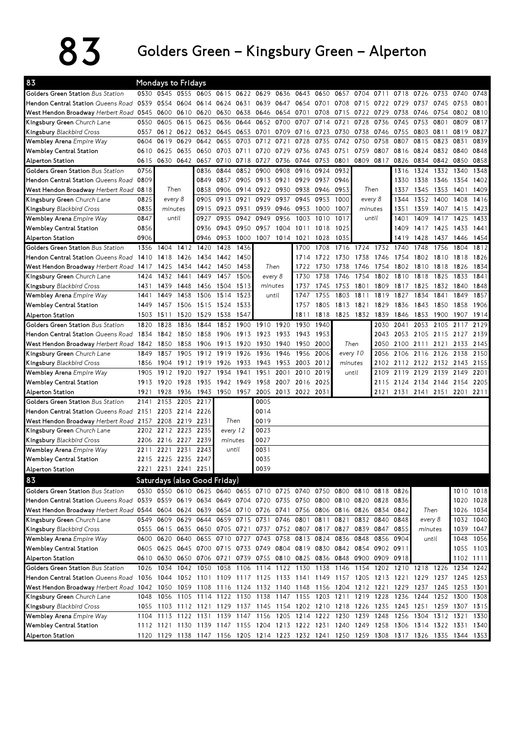# 83 Golders Green – Kingsbury Green – Alperton

## Mondays to Fridays

| 83 | | | | | | | | | | | | | | | | | | |
|---|---|---|---|---|---|---|---|---|---|---|---|---|---|---|---|---|---|---|
| Golders Green Station *Bus Station* | 0530 | 0545 | 0555 | 0605 | 0615 | 0622 | 0629 | 0636 | 0643 | 0650 | 0657 | 0704 | 0711 | 0718 | 0726 | 0733 | 0740 | 0748 |
| Hendon Central Station *Queens Road* | 0539 | 0554 | 0604 | 0614 | 0624 | 0631 | 0639 | 0647 | 0654 | 0701 | 0708 | 0715 | 0722 | 0729 | 0737 | 0745 | 0753 | 0801 |
| West Hendon Broadway *Herbert Road* | 0545 | 0600 | 0610 | 0620 | 0630 | 0638 | 0646 | 0654 | 0701 | 0708 | 0715 | 0722 | 0729 | 0738 | 0746 | 0754 | 0802 | 0810 |
| Kingsbury Green *Church Lane* | 0550 | 0605 | 0615 | 0625 | 0636 | 0644 | 0652 | 0700 | 0707 | 0714 | 0721 | 0728 | 0736 | 0745 | 0753 | 0801 | 0809 | 0817 |
| Kingsbury *Blackbird Cross* | 0557 | 0612 | 0622 | 0632 | 0645 | 0653 | 0701 | 0709 | 0716 | 0723 | 0730 | 0738 | 0746 | 0755 | 0803 | 0811 | 0819 | 0827 |
| Wembley Arena *Empire Way* | 0604 | 0619 | 0629 | 0642 | 0655 | 0703 | 0712 | 0721 | 0728 | 0735 | 0742 | 0750 | 0758 | 0807 | 0815 | 0823 | 0831 | 0839 |
| Wembley Central Station | 0610 | 0625 | 0635 | 0650 | 0703 | 0711 | 0720 | 0729 | 0736 | 0743 | 0751 | 0759 | 0807 | 0816 | 0824 | 0832 | 0840 | 0848 |
| Alperton Station | 0615 | 0630 | 0642 | 0657 | 0710 | 0718 | 0727 | 0736 | 0744 | 0753 | 0801 | 0809 | 0817 | 0826 | 0834 | 0842 | 0850 | 0858 |

| 83 | | | | | | | | | | | | | | | | | | |
|---|---|---|---|---|---|---|---|---|---|---|---|---|---|---|---|---|---|---|
| Golders Green Station *Bus Station* | 0756 | | | 0836 | 0844 | 0852 | 0900 | 0908 | 0916 | 0924 | 0932 | | | 1316 | 1324 | 1332 | 1340 | 1348 |
| Hendon Central Station *Queens Road* | 0809 | | | 0849 | 0857 | 0905 | 0913 | 0921 | 0929 | 0937 | 0946 | | | 1330 | 1338 | 1346 | 1354 | 1402 |
| West Hendon Broadway *Herbert Road* | 0818 | Then | | 0858 | 0906 | 0914 | 0922 | 0930 | 0938 | 0946 | 0953 | Then | | 1337 | 1345 | 1353 | 1401 | 1409 |
| Kingsbury Green *Church Lane* | 0825 | every 8 | | 0905 | 0913 | 0921 | 0929 | 0937 | 0945 | 0953 | 1000 | every 8 | | 1344 | 1352 | 1400 | 1408 | 1416 |
| Kingsbury *Blackbird Cross* | 0835 | minutes | | 0915 | 0923 | 0931 | 0939 | 0946 | 0953 | 1000 | 1007 | minutes | | 1351 | 1359 | 1407 | 1415 | 1423 |
| Wembley Arena *Empire Way* | 0847 | until | | 0927 | 0935 | 0942 | 0949 | 0956 | 1003 | 1010 | 1017 | until | | 1401 | 1409 | 1417 | 1425 | 1433 |
| Wembley Central Station | 0856 | | | 0936 | 0943 | 0950 | 0957 | 1004 | 1011 | 1018 | 1025 | | | 1409 | 1417 | 1425 | 1433 | 1441 |
| Alperton Station | 0906 | | | 0946 | 0953 | 1000 | 1007 | 1014 | 1021 | 1028 | 1035 | | | 1419 | 1428 | 1437 | 1446 | 1454 |

| 83 | | | | | | | | | | | | | | | | | | |
|---|---|---|---|---|---|---|---|---|---|---|---|---|---|---|---|---|---|---|
| Golders Green Station *Bus Station* | 1356 | 1404 | 1412 | 1420 | 1428 | 1436 | | | 1700 | 1708 | 1716 | 1724 | 1732 | 1740 | 1748 | 1756 | 1804 | 1812 |
| Hendon Central Station *Queens Road* | 1410 | 1418 | 1426 | 1434 | 1442 | 1450 | | | 1714 | 1722 | 1730 | 1738 | 1746 | 1754 | 1802 | 1810 | 1818 | 1826 |
| West Hendon Broadway *Herbert Road* | 1417 | 1425 | 1434 | 1442 | 1450 | 1458 | Then | | 1722 | 1730 | 1738 | 1746 | 1754 | 1802 | 1810 | 1818 | 1826 | 1834 |
| Kingsbury Green *Church Lane* | 1424 | 1432 | 1441 | 1449 | 1457 | 1506 | every 8 | | 1730 | 1738 | 1746 | 1754 | 1802 | 1810 | 1818 | 1825 | 1833 | 1841 |
| Kingsbury *Blackbird Cross* | 1431 | 1439 | 1448 | 1456 | 1504 | 1513 | minutes | | 1737 | 1745 | 1753 | 1801 | 1809 | 1817 | 1825 | 1832 | 1840 | 1848 |
| Wembley Arena *Empire Way* | 1441 | 1449 | 1458 | 1506 | 1514 | 1523 | until | | 1747 | 1755 | 1803 | 1811 | 1819 | 1827 | 1834 | 1841 | 1849 | 1857 |
| Wembley Central Station | 1449 | 1457 | 1506 | 1515 | 1524 | 1533 | | | 1757 | 1805 | 1813 | 1821 | 1829 | 1836 | 1843 | 1850 | 1858 | 1906 |
| Alperton Station | 1503 | 1511 | 1520 | 1529 | 1538 | 1547 | | | 1811 | 1818 | 1825 | 1832 | 1839 | 1846 | 1853 | 1900 | 1907 | 1914 |

| 83 | | | | | | | | | | | | | | | | | | |
|---|---|---|---|---|---|---|---|---|---|---|---|---|---|---|---|---|---|---|
| Golders Green Station *Bus Station* | 1820 | 1828 | 1836 | 1844 | 1852 | 1900 | 1910 | 1920 | 1930 | 1940 | | | 2030 | 2041 | 2053 | 2105 | 2117 | 2129 |
| Hendon Central Station *Queens Road* | 1834 | 1842 | 1850 | 1858 | 1906 | 1913 | 1923 | 1933 | 1943 | 1953 | | | 2043 | 2053 | 2105 | 2115 | 2127 | 2139 |
| West Hendon Broadway *Herbert Road* | 1842 | 1850 | 1858 | 1906 | 1913 | 1920 | 1930 | 1940 | 1950 | 2000 | Then | | 2050 | 2100 | 2111 | 2121 | 2133 | 2145 |
| Kingsbury Green *Church Lane* | 1849 | 1857 | 1905 | 1912 | 1919 | 1926 | 1936 | 1946 | 1956 | 2006 | every 10 | | 2056 | 2106 | 2116 | 2126 | 2138 | 2150 |
| Kingsbury *Blackbird Cross* | 1856 | 1904 | 1912 | 1919 | 1926 | 1933 | 1943 | 1953 | 2003 | 2012 | minutes | | 2102 | 2112 | 2122 | 2132 | 2143 | 2155 |
| Wembley Arena *Empire Way* | 1905 | 1912 | 1920 | 1927 | 1934 | 1941 | 1951 | 2001 | 2010 | 2019 | until | | 2109 | 2119 | 2129 | 2139 | 2149 | 2201 |
| Wembley Central Station | 1913 | 1920 | 1928 | 1935 | 1942 | 1949 | 1958 | 2007 | 2016 | 2025 | | | 2115 | 2124 | 2134 | 2144 | 2154 | 2205 |
| Alperton Station | 1921 | 1928 | 1936 | 1943 | 1950 | 1957 | 2005 | 2013 | 2022 | 2031 | | | 2121 | 2131 | 2141 | 2151 | 2201 | 2211 |

| 83 | | | | | | | |
|---|---|---|---|---|---|---|---|
| Golders Green Station *Bus Station* | 2141 | 2153 | 2205 | 2217 | | | 0005 |
| Hendon Central Station *Queens Road* | 2151 | 2203 | 2214 | 2226 | | | 0014 |
| West Hendon Broadway *Herbert Road* | 2157 | 2208 | 2219 | 2231 | Then | | 0019 |
| Kingsbury Green *Church Lane* | 2202 | 2212 | 2223 | 2235 | every 12 | | 0023 |
| Kingsbury *Blackbird Cross* | 2206 | 2216 | 2227 | 2239 | minutes | | 0027 |
| Wembley Arena *Empire Way* | 2211 | 2221 | 2231 | 2243 | until | | 0031 |
| Wembley Central Station | 2215 | 2225 | 2235 | 2247 | | | 0035 |
| Alperton Station | 2221 | 2231 | 2241 | 2251 | | | 0039 |

## Saturdays (also Good Friday)

| 83 | | | | | | | | | | | | | | | | | | |
|---|---|---|---|---|---|---|---|---|---|---|---|---|---|---|---|---|---|---|
| Golders Green Station *Bus Station* | 0530 | 0550 | 0610 | 0625 | 0640 | 0655 | 0710 | 0725 | 0740 | 0750 | 0800 | 0810 | 0818 | 0826 | | | 1010 | 1018 |
| Hendon Central Station *Queens Road* | 0539 | 0559 | 0619 | 0634 | 0649 | 0704 | 0720 | 0735 | 0750 | 0800 | 0810 | 0820 | 0828 | 0836 | | | 1020 | 1028 |
| West Hendon Broadway *Herbert Road* | 0544 | 0604 | 0624 | 0639 | 0654 | 0710 | 0726 | 0741 | 0756 | 0806 | 0816 | 0826 | 0834 | 0842 | Then | | 1026 | 1034 |
| Kingsbury Green *Church Lane* | 0549 | 0609 | 0629 | 0644 | 0659 | 0715 | 0731 | 0746 | 0801 | 0811 | 0821 | 0832 | 0840 | 0848 | every 8 | | 1032 | 1040 |
| Kingsbury *Blackbird Cross* | 0555 | 0615 | 0635 | 0650 | 0705 | 0721 | 0737 | 0752 | 0807 | 0817 | 0827 | 0839 | 0847 | 0855 | minutes | | 1039 | 1047 |
| Wembley Arena *Empire Way* | 0600 | 0620 | 0640 | 0655 | 0710 | 0727 | 0743 | 0758 | 0813 | 0824 | 0836 | 0848 | 0856 | 0904 | until | | 1048 | 1056 |
| Wembley Central Station | 0605 | 0625 | 0645 | 0700 | 0715 | 0733 | 0749 | 0804 | 0819 | 0830 | 0842 | 0854 | 0902 | 0911 | | | 1055 | 1103 |
| Alperton Station | 0610 | 0630 | 0650 | 0706 | 0721 | 0739 | 0755 | 0810 | 0825 | 0836 | 0848 | 0900 | 0909 | 0918 | | | 1102 | 1111 |

| 83 | | | | | | | | | | | | | | | | | | |
|---|---|---|---|---|---|---|---|---|---|---|---|---|---|---|---|---|---|---|
| Golders Green Station *Bus Station* | 1026 | 1034 | 1042 | 1050 | 1058 | 1106 | 1114 | 1122 | 1130 | 1138 | 1146 | 1154 | 1202 | 1210 | 1218 | 1226 | 1234 | 1242 |
| Hendon Central Station *Queens Road* | 1036 | 1044 | 1052 | 1101 | 1109 | 1117 | 1125 | 1133 | 1141 | 1149 | 1157 | 1205 | 1213 | 1221 | 1229 | 1237 | 1245 | 1253 |
| West Hendon Broadway *Herbert Road* | 1042 | 1050 | 1059 | 1108 | 1116 | 1124 | 1132 | 1140 | 1148 | 1156 | 1204 | 1212 | 1221 | 1229 | 1237 | 1245 | 1253 | 1301 |
| Kingsbury Green *Church Lane* | 1048 | 1056 | 1105 | 1114 | 1122 | 1130 | 1138 | 1147 | 1155 | 1203 | 1211 | 1219 | 1228 | 1236 | 1244 | 1252 | 1300 | 1308 |
| Kingsbury *Blackbird Cross* | 1055 | 1103 | 1112 | 1121 | 1129 | 1137 | 1145 | 1154 | 1202 | 1210 | 1218 | 1226 | 1235 | 1243 | 1251 | 1259 | 1307 | 1315 |
| Wembley Arena *Empire Way* | 1104 | 1113 | 1122 | 1131 | 1139 | 1147 | 1156 | 1205 | 1214 | 1222 | 1230 | 1239 | 1248 | 1256 | 1304 | 1312 | 1321 | 1330 |
| Wembley Central Station | 1112 | 1121 | 1130 | 1139 | 1147 | 1155 | 1204 | 1213 | 1222 | 1231 | 1240 | 1249 | 1258 | 1306 | 1314 | 1322 | 1331 | 1340 |
| Alperton Station | 1120 | 1129 | 1138 | 1147 | 1156 | 1205 | 1214 | 1223 | 1232 | 1241 | 1250 | 1259 | 1308 | 1317 | 1326 | 1335 | 1344 | 1353 |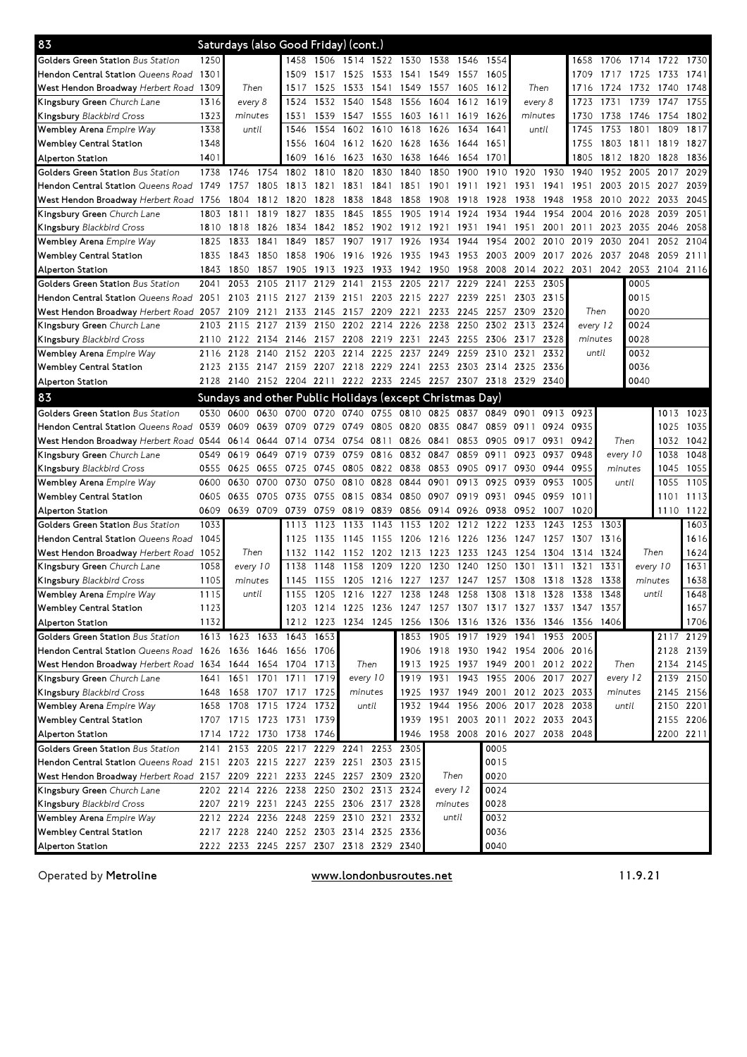## 83 Saturdays (also Good Friday) (cont.)

| | | | | | | | | | | | | | | | | | | |
|---|---|---|---|---|---|---|---|---|---|---|---|---|---|---|---|---|---|---|
| Golders Green Station *Bus Station* | 1250 | | 1458 | 1506 | 1514 | 1522 | 1530 | 1538 | 1546 | 1554 | | | 1658 | 1706 | 1714 | 1722 | 1730 |
| Hendon Central Station *Queens Road* | 1301 | | 1509 | 1517 | 1525 | 1533 | 1541 | 1549 | 1557 | 1605 | | | 1709 | 1717 | 1725 | 1733 | 1741 |
| West Hendon Broadway *Herbert Road* | 1309 | Then | 1517 | 1525 | 1533 | 1541 | 1549 | 1557 | 1605 | 1612 | Then | | 1716 | 1724 | 1732 | 1740 | 1748 |
| Kingsbury Green *Church Lane* | 1316 | every 8 | 1524 | 1532 | 1540 | 1548 | 1556 | 1604 | 1612 | 1619 | every 8 | | 1723 | 1731 | 1739 | 1747 | 1755 |
| Kingsbury *Blackbird Cross* | 1323 | minutes | 1531 | 1539 | 1547 | 1555 | 1603 | 1611 | 1619 | 1626 | minutes | | 1730 | 1738 | 1746 | 1754 | 1802 |
| Wembley Arena *Empire Way* | 1338 | until | 1546 | 1554 | 1602 | 1610 | 1618 | 1626 | 1634 | 1641 | until | | 1745 | 1753 | 1801 | 1809 | 1817 |
| Wembley Central Station | 1348 | | 1556 | 1604 | 1612 | 1620 | 1628 | 1636 | 1644 | 1651 | | | 1755 | 1803 | 1811 | 1819 | 1827 |
| Alperton Station | 1401 | | 1609 | 1616 | 1623 | 1630 | 1638 | 1646 | 1654 | 1701 | | | 1805 | 1812 | 1820 | 1828 | 1836 |

| | | | | | | | | | | | | | | | | | |
|---|---|---|---|---|---|---|---|---|---|---|---|---|---|---|---|---|---|
| Golders Green Station *Bus Station* | 1738 | 1746 | 1754 | 1802 | 1810 | 1820 | 1830 | 1840 | 1850 | 1900 | 1910 | 1920 | 1930 | 1940 | 1952 | 2005 | 2017 | 2029 |
| Hendon Central Station *Queens Road* | 1749 | 1757 | 1805 | 1813 | 1821 | 1831 | 1841 | 1851 | 1901 | 1911 | 1921 | 1931 | 1941 | 1951 | 2003 | 2015 | 2027 | 2039 |
| West Hendon Broadway *Herbert Road* | 1756 | 1804 | 1812 | 1820 | 1828 | 1838 | 1848 | 1858 | 1908 | 1918 | 1928 | 1938 | 1948 | 1958 | 2010 | 2022 | 2033 | 2045 |
| Kingsbury Green *Church Lane* | 1803 | 1811 | 1819 | 1827 | 1835 | 1845 | 1855 | 1905 | 1914 | 1924 | 1934 | 1944 | 1954 | 2004 | 2016 | 2028 | 2039 | 2051 |
| Kingsbury *Blackbird Cross* | 1810 | 1818 | 1826 | 1834 | 1842 | 1852 | 1902 | 1912 | 1921 | 1931 | 1941 | 1951 | 2001 | 2011 | 2023 | 2035 | 2046 | 2058 |
| Wembley Arena *Empire Way* | 1825 | 1833 | 1841 | 1849 | 1857 | 1907 | 1917 | 1926 | 1934 | 1944 | 1954 | 2002 | 2010 | 2019 | 2030 | 2041 | 2052 | 2104 |
| Wembley Central Station | 1835 | 1843 | 1850 | 1858 | 1906 | 1916 | 1926 | 1935 | 1943 | 1953 | 2003 | 2009 | 2017 | 2026 | 2037 | 2048 | 2059 | 2111 |
| Alperton Station | 1843 | 1850 | 1857 | 1905 | 1913 | 1923 | 1933 | 1942 | 1950 | 1958 | 2008 | 2014 | 2022 | 2031 | 2042 | 2053 | 2104 | 2116 |

| | | | | | | | | | | | | | | | |
|---|---|---|---|---|---|---|---|---|---|---|---|---|---|---|---|
| Golders Green Station *Bus Station* | 2041 | 2053 | 2105 | 2117 | 2129 | 2141 | 2153 | 2205 | 2217 | 2229 | 2241 | 2253 | 2305 | | 0005 |
| Hendon Central Station *Queens Road* | 2051 | 2103 | 2115 | 2127 | 2139 | 2151 | 2203 | 2215 | 2227 | 2239 | 2251 | 2303 | 2315 | | 0015 |
| West Hendon Broadway *Herbert Road* | 2057 | 2109 | 2121 | 2133 | 2145 | 2157 | 2209 | 2221 | 2233 | 2245 | 2257 | 2309 | 2320 | Then | 0020 |
| Kingsbury Green *Church Lane* | 2103 | 2115 | 2127 | 2139 | 2150 | 2202 | 2214 | 2226 | 2238 | 2250 | 2302 | 2313 | 2324 | every 12 | 0024 |
| Kingsbury *Blackbird Cross* | 2110 | 2122 | 2134 | 2146 | 2157 | 2208 | 2219 | 2231 | 2243 | 2255 | 2306 | 2317 | 2328 | minutes | 0028 |
| Wembley Arena *Empire Way* | 2116 | 2128 | 2140 | 2152 | 2203 | 2214 | 2225 | 2237 | 2249 | 2259 | 2310 | 2321 | 2332 | until | 0032 |
| Wembley Central Station | 2123 | 2135 | 2147 | 2159 | 2207 | 2218 | 2229 | 2241 | 2253 | 2303 | 2314 | 2325 | 2336 | | 0036 |
| Alperton Station | 2128 | 2140 | 2152 | 2204 | 2211 | 2222 | 2233 | 2245 | 2257 | 2307 | 2318 | 2329 | 2340 | | 0040 |

## 83 Sundays and other Public Holidays (except Christmas Day)

| | | | | | | | | | | | | | | | | | |
|---|---|---|---|---|---|---|---|---|---|---|---|---|---|---|---|---|---|
| Golders Green Station *Bus Station* | 0530 | 0600 | 0630 | 0700 | 0720 | 0740 | 0755 | 0810 | 0825 | 0837 | 0849 | 0901 | 0913 | 0923 | | 1013 | 1023 |
| Hendon Central Station *Queens Road* | 0539 | 0609 | 0639 | 0709 | 0729 | 0749 | 0805 | 0820 | 0835 | 0847 | 0859 | 0911 | 0924 | 0935 | | 1025 | 1035 |
| West Hendon Broadway *Herbert Road* | 0544 | 0614 | 0644 | 0714 | 0734 | 0754 | 0811 | 0826 | 0841 | 0853 | 0905 | 0917 | 0931 | 0942 | Then | 1032 | 1042 |
| Kingsbury Green *Church Lane* | 0549 | 0619 | 0649 | 0719 | 0739 | 0759 | 0816 | 0832 | 0847 | 0859 | 0911 | 0923 | 0937 | 0948 | every 10 | 1038 | 1048 |
| Kingsbury *Blackbird Cross* | 0555 | 0625 | 0655 | 0725 | 0745 | 0805 | 0822 | 0838 | 0853 | 0905 | 0917 | 0930 | 0944 | 0955 | minutes | 1045 | 1055 |
| Wembley Arena *Empire Way* | 0600 | 0630 | 0700 | 0730 | 0750 | 0810 | 0828 | 0844 | 0901 | 0913 | 0925 | 0939 | 0953 | 1005 | until | 1055 | 1105 |
| Wembley Central Station | 0605 | 0635 | 0705 | 0735 | 0755 | 0815 | 0834 | 0850 | 0907 | 0919 | 0931 | 0945 | 0959 | 1011 | | 1101 | 1113 |
| Alperton Station | 0609 | 0639 | 0709 | 0739 | 0759 | 0819 | 0839 | 0856 | 0914 | 0926 | 0938 | 0952 | 1007 | 1020 | | 1110 | 1122 |

| | | | | | | | | | | | | | | | | |
|---|---|---|---|---|---|---|---|---|---|---|---|---|---|---|---|---|
| Golders Green Station *Bus Station* | 1033 | | 1113 | 1123 | 1133 | 1143 | 1153 | 1202 | 1212 | 1222 | 1233 | 1243 | 1253 | 1303 | | 1603 |
| Hendon Central Station *Queens Road* | 1045 | | 1125 | 1135 | 1145 | 1155 | 1206 | 1216 | 1226 | 1236 | 1247 | 1257 | 1307 | 1316 | | 1616 |
| West Hendon Broadway *Herbert Road* | 1052 | Then | 1132 | 1142 | 1152 | 1202 | 1213 | 1223 | 1233 | 1243 | 1254 | 1304 | 1314 | 1324 | Then | 1624 |
| Kingsbury Green *Church Lane* | 1058 | every 10 | 1138 | 1148 | 1158 | 1209 | 1220 | 1230 | 1240 | 1250 | 1301 | 1311 | 1321 | 1331 | every 10 | 1631 |
| Kingsbury *Blackbird Cross* | 1105 | minutes | 1145 | 1155 | 1205 | 1216 | 1227 | 1237 | 1247 | 1257 | 1308 | 1318 | 1328 | 1338 | minutes | 1638 |
| Wembley Arena *Empire Way* | 1115 | until | 1155 | 1205 | 1216 | 1227 | 1238 | 1248 | 1258 | 1308 | 1318 | 1328 | 1338 | 1348 | until | 1648 |
| Wembley Central Station | 1123 | | 1203 | 1214 | 1225 | 1236 | 1247 | 1257 | 1307 | 1317 | 1327 | 1337 | 1347 | 1357 | | 1657 |
| Alperton Station | 1132 | | 1212 | 1223 | 1234 | 1245 | 1256 | 1306 | 1316 | 1326 | 1336 | 1346 | 1356 | 1406 | | 1706 |

| | | | | | | | | | | | | | | | | | |
|---|---|---|---|---|---|---|---|---|---|---|---|---|---|---|---|---|---|
| Golders Green Station *Bus Station* | 1613 | 1623 | 1633 | 1643 | 1653 | | 1853 | 1905 | 1917 | 1929 | 1941 | 1953 | 2005 | | 2117 | 2129 |
| Hendon Central Station *Queens Road* | 1626 | 1636 | 1646 | 1656 | 1706 | | 1906 | 1918 | 1930 | 1942 | 1954 | 2006 | 2016 | | 2128 | 2139 |
| West Hendon Broadway *Herbert Road* | 1634 | 1644 | 1654 | 1704 | 1713 | Then | 1913 | 1925 | 1937 | 1949 | 2001 | 2012 | 2022 | Then | 2134 | 2145 |
| Kingsbury Green *Church Lane* | 1641 | 1651 | 1701 | 1711 | 1719 | every 10 | 1919 | 1931 | 1943 | 1955 | 2006 | 2017 | 2027 | every 12 | 2139 | 2150 |
| Kingsbury *Blackbird Cross* | 1648 | 1658 | 1707 | 1717 | 1725 | minutes | 1925 | 1937 | 1949 | 2001 | 2012 | 2023 | 2033 | minutes | 2145 | 2156 |
| Wembley Arena *Empire Way* | 1658 | 1708 | 1715 | 1724 | 1732 | until | 1932 | 1944 | 1956 | 2006 | 2017 | 2028 | 2038 | until | 2150 | 2201 |
| Wembley Central Station | 1707 | 1715 | 1723 | 1731 | 1739 | | 1939 | 1951 | 2003 | 2011 | 2022 | 2033 | 2043 | | 2155 | 2206 |
| Alperton Station | 1714 | 1722 | 1730 | 1738 | 1746 | | 1946 | 1958 | 2008 | 2016 | 2027 | 2038 | 2048 | | 2200 | 2211 |

| | | | | | | | | | | |
|---|---|---|---|---|---|---|---|---|---|---|
| Golders Green Station *Bus Station* | 2141 | 2153 | 2205 | 2217 | 2229 | 2241 | 2253 | 2305 | | 0005 |
| Hendon Central Station *Queens Road* | 2151 | 2203 | 2215 | 2227 | 2239 | 2251 | 2303 | 2315 | | 0015 |
| West Hendon Broadway *Herbert Road* | 2157 | 2209 | 2221 | 2233 | 2245 | 2257 | 2309 | 2320 | Then | 0020 |
| Kingsbury Green *Church Lane* | 2202 | 2214 | 2226 | 2238 | 2250 | 2302 | 2313 | 2324 | every 12 | 0024 |
| Kingsbury *Blackbird Cross* | 2207 | 2219 | 2231 | 2243 | 2255 | 2306 | 2317 | 2328 | minutes | 0028 |
| Wembley Arena *Empire Way* | 2212 | 2224 | 2236 | 2248 | 2259 | 2310 | 2321 | 2332 | until | 0032 |
| Wembley Central Station | 2217 | 2228 | 2240 | 2252 | 2303 | 2314 | 2325 | 2336 | | 0036 |
| Alperton Station | 2222 | 2233 | 2245 | 2257 | 2307 | 2318 | 2329 | 2340 | | 0040 |

Operated by **Metroline** www.londonbusroutes.net 11.9.21